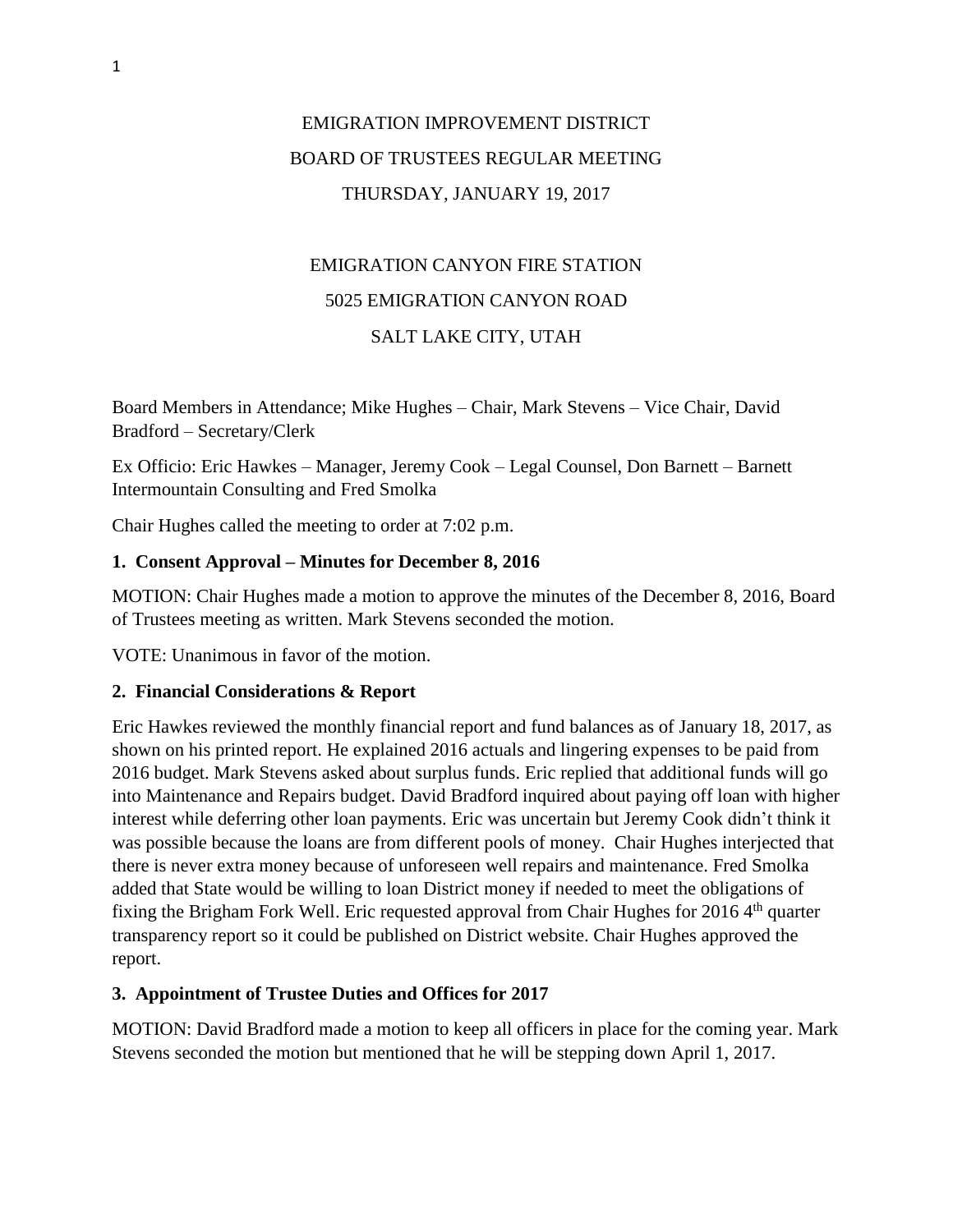# EMIGRATION IMPROVEMENT DISTRICT

## BOARD OF TRUSTEES REGULAR MEETING

## THURSDAY, JANUARY 19, 2017

EMIGRATION CANYON FIRE STATION

5025 EMIGRATION CANYON ROAD

SALT LAKE CITY, UTAH

Board Members in Attendance; Mike Hughes – Chair, Mark Stevens – Vice Chair, David Bradford – Secretary/Clerk

Ex Officio: Eric Hawkes – Manager, Jeremy Cook – Legal Counsel, Don Barnett – Barnett Intermountain Consulting and Fred Smolka

Chair Hughes called the meeting to order at 7:02 p.m.

### 1. Consent Approval – Minutes for December 8, 2016

MOTION: Chair Hughes made a motion to approve the minutes of the December 8, 2016, Board of Trustees meeting as written. Mark Stevens seconded the motion.

VOTE: Unanimous in favor of the motion.

### 2. Financial Considerations & Report

Eric Hawkes reviewed the monthly financial report and fund balances as of January 18, 2017, as shown on his printed report. He explained 2016 actuals and lingering expenses to be paid from 2016 budget. Mark Stevens asked about surplus funds. Eric replied that additional funds will go into Maintenance and Repairs budget. David Bradford inquired about paying off loan with higher interest while deferring other loan payments. Eric was uncertain but Jeremy Cook didn't think it was possible because the loans are from different pools of money. Chair Hughes interjected that there is never extra money because of unforeseen well repairs and maintenance. Fred Smolka added that State would be willing to loan District money if needed to meet the obligations of fixing the Brigham Fork Well. Eric requested approval from Chair Hughes for 2016 4th quarter transparency report so it could be published on District website. Chair Hughes approved the report.

### 3. Appointment of Trustee Duties and Offices for 2017

MOTION: David Bradford made a motion to keep all officers in place for the coming year. Mark Stevens seconded the motion but mentioned that he will be stepping down April 1, 2017.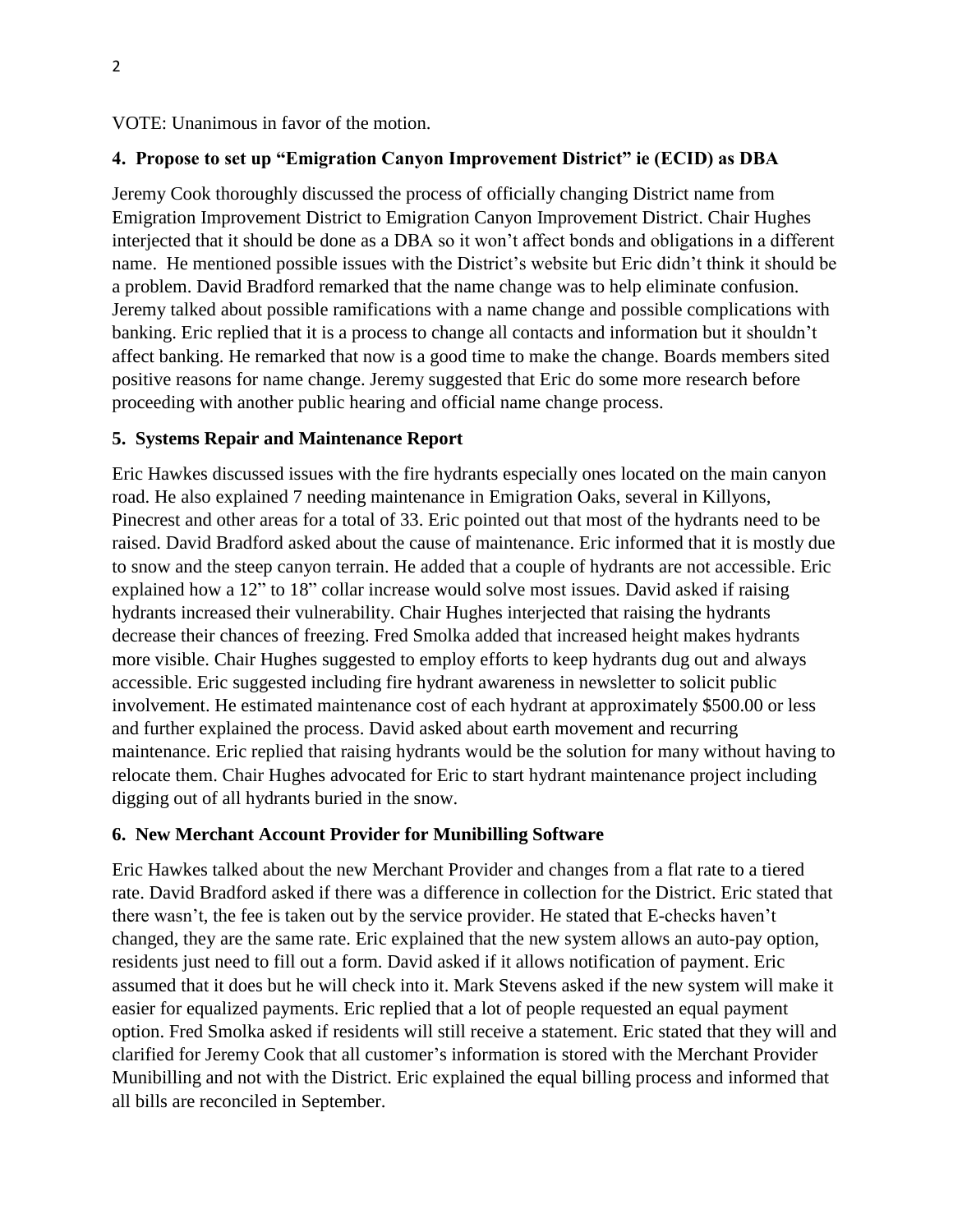VOTE: Unanimous in favor of the motion.

### 4. Propose to set up "Emigration Canyon Improvement District" ie (ECID) as DBA

Jeremy Cook thoroughly discussed the process of officially changing District name from Emigration Improvement District to Emigration Canyon Improvement District. Chair Hughes interjected that it should be done as a DBA so it won't affect bonds and obligations in a different name. He mentioned possible issues with the District's website but Eric didn't think it should be a problem. David Bradford remarked that the name change was to help eliminate confusion. Jeremy talked about possible ramifications with a name change and possible complications with banking. Eric replied that it is a process to change all contacts and information but it shouldn't affect banking. He remarked that now is a good time to make the change. Boards members sited positive reasons for name change. Jeremy suggested that Eric do some more research before proceeding with another public hearing and official name change process.

### 5. Systems Repair and Maintenance Report

Eric Hawkes discussed issues with the fire hydrants especially ones located on the main canyon road. He also explained 7 needing maintenance in Emigration Oaks, several in Killyons, Pinecrest and other areas for a total of 33. Eric pointed out that most of the hydrants need to be raised. David Bradford asked about the cause of maintenance. Eric informed that it is mostly due to snow and the steep canyon terrain. He added that a couple of hydrants are not accessible. Eric explained how a 12" to 18" collar increase would solve most issues. David asked if raising hydrants increased their vulnerability. Chair Hughes interjected that raising the hydrants decrease their chances of freezing. Fred Smolka added that increased height makes hydrants more visible. Chair Hughes suggested to employ efforts to keep hydrants dug out and always accessible. Eric suggested including fire hydrant awareness in newsletter to solicit public involvement. He estimated maintenance cost of each hydrant at approximately $500.00 or less and further explained the process. David asked about earth movement and recurring maintenance. Eric replied that raising hydrants would be the solution for many without having to relocate them. Chair Hughes advocated for Eric to start hydrant maintenance project including digging out of all hydrants buried in the snow.

### 6. New Merchant Account Provider for Munibilling Software

Eric Hawkes talked about the new Merchant Provider and changes from a flat rate to a tiered rate. David Bradford asked if there was a difference in collection for the District. Eric stated that there wasn't, the fee is taken out by the service provider. He stated that E-checks haven't changed, they are the same rate. Eric explained that the new system allows an auto-pay option, residents just need to fill out a form. David asked if it allows notification of payment. Eric assumed that it does but he will check into it. Mark Stevens asked if the new system will make it easier for equalized payments. Eric replied that a lot of people requested an equal payment option. Fred Smolka asked if residents will still receive a statement. Eric stated that they will and clarified for Jeremy Cook that all customer's information is stored with the Merchant Provider Munibilling and not with the District. Eric explained the equal billing process and informed that all bills are reconciled in September.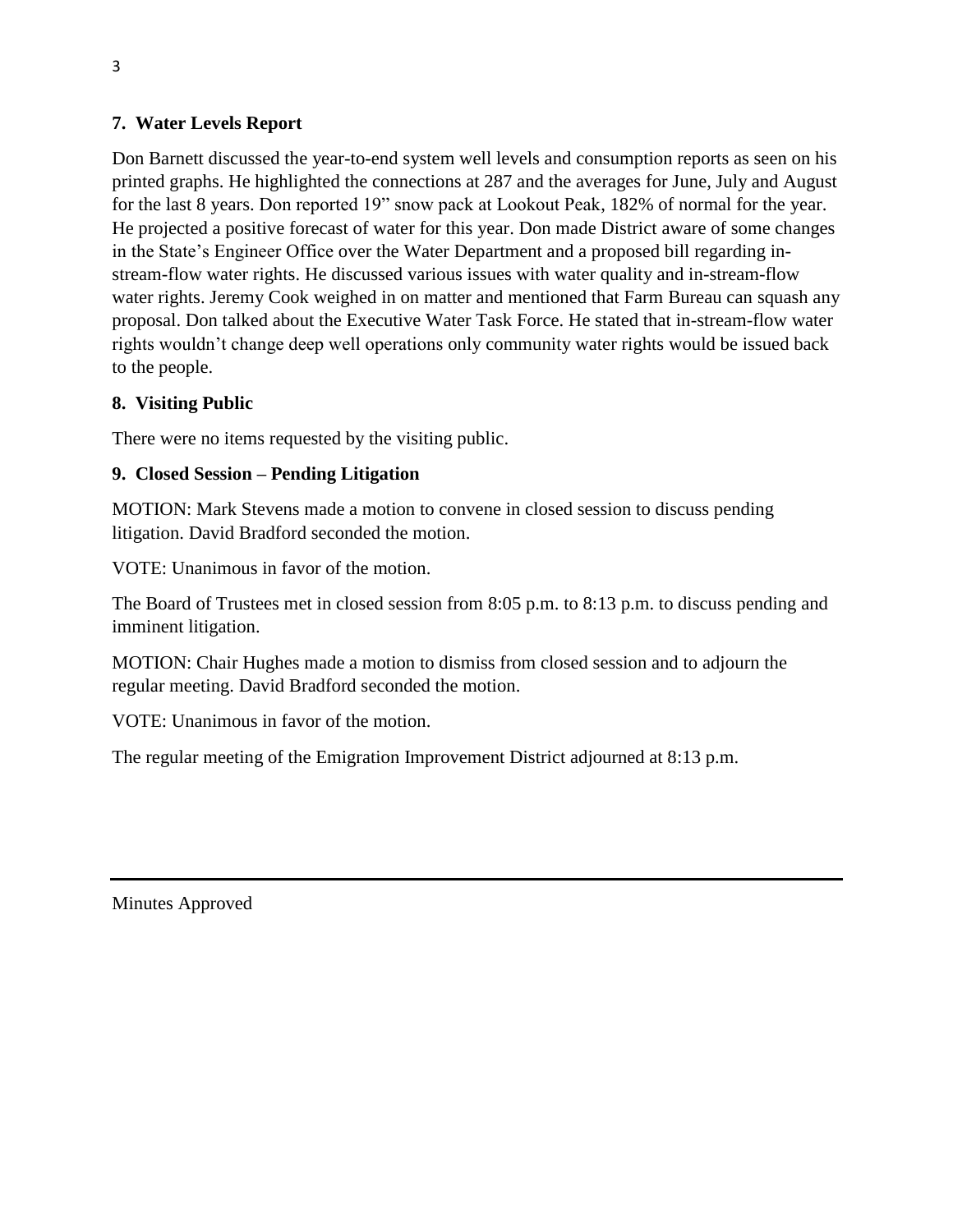**7. Water Levels Report**

Don Barnett discussed the year-to-end system well levels and consumption reports as seen on his printed graphs. He highlighted the connections at 287 and the averages for June, July and August for the last 8 years. Don reported 19" snow pack at Lookout Peak, 182% of normal for the year. He projected a positive forecast of water for this year. Don made District aware of some changes in the State's Engineer Office over the Water Department and a proposed bill regarding in-stream-flow water rights. He discussed various issues with water quality and in-stream-flow water rights. Jeremy Cook weighed in on matter and mentioned that Farm Bureau can squash any proposal. Don talked about the Executive Water Task Force. He stated that in-stream-flow water rights wouldn't change deep well operations only community water rights would be issued back to the people.

**8. Visiting Public**

There were no items requested by the visiting public.

**9. Closed Session – Pending Litigation**

MOTION: Mark Stevens made a motion to convene in closed session to discuss pending litigation. David Bradford seconded the motion.

VOTE: Unanimous in favor of the motion.

The Board of Trustees met in closed session from 8:05 p.m. to 8:13 p.m. to discuss pending and imminent litigation.

MOTION: Chair Hughes made a motion to dismiss from closed session and to adjourn the regular meeting. David Bradford seconded the motion.

VOTE: Unanimous in favor of the motion.

The regular meeting of the Emigration Improvement District adjourned at 8:13 p.m.

---

Minutes Approved